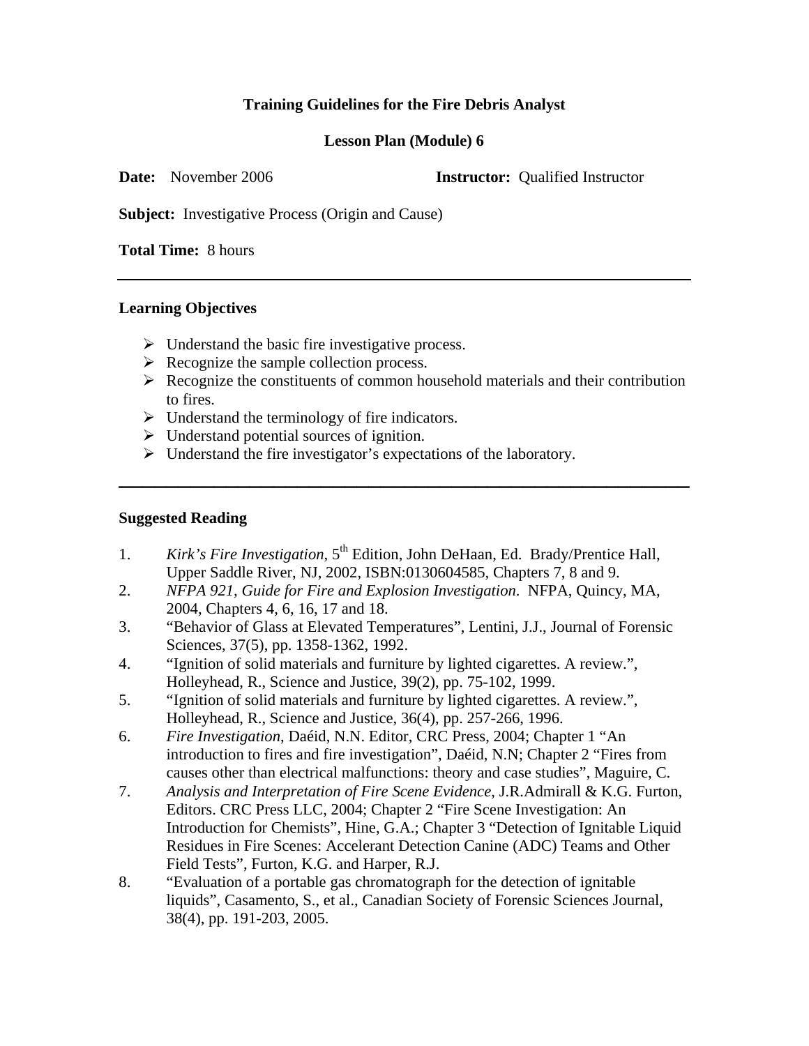## Training Guidelines for the Fire Debris Analyst

### Lesson Plan (Module) 6

**Date:** November 2006 **Instructor:** Qualified Instructor

**Subject:** Investigative Process (Origin and Cause)

**Total Time:** 8 hours

---

### Learning Objectives

- Understand the basic fire investigative process.
- Recognize the sample collection process.
- Recognize the constituents of common household materials and their contribution to fires.
- Understand the terminology of fire indicators.
- Understand potential sources of ignition.
- Understand the fire investigator's expectations of the laboratory.

---

### Suggested Reading

1. *Kirk's Fire Investigation*, 5th Edition, John DeHaan, Ed. Brady/Prentice Hall, Upper Saddle River, NJ, 2002, ISBN:0130604585, Chapters 7, 8 and 9.
2. *NFPA 921, Guide for Fire and Explosion Investigation*. NFPA, Quincy, MA, 2004, Chapters 4, 6, 16, 17 and 18.
3. "Behavior of Glass at Elevated Temperatures", Lentini, J.J., Journal of Forensic Sciences, 37(5), pp. 1358-1362, 1992.
4. "Ignition of solid materials and furniture by lighted cigarettes. A review.", Holleyhead, R., Science and Justice, 39(2), pp. 75-102, 1999.
5. "Ignition of solid materials and furniture by lighted cigarettes. A review.", Holleyhead, R., Science and Justice, 36(4), pp. 257-266, 1996.
6. *Fire Investigation*, Daéid, N.N. Editor, CRC Press, 2004; Chapter 1 "An introduction to fires and fire investigation", Daéid, N.N; Chapter 2 "Fires from causes other than electrical malfunctions: theory and case studies", Maguire, C.
7. *Analysis and Interpretation of Fire Scene Evidence*, J.R.Admirall & K.G. Furton, Editors. CRC Press LLC, 2004; Chapter 2 "Fire Scene Investigation: An Introduction for Chemists", Hine, G.A.; Chapter 3 "Detection of Ignitable Liquid Residues in Fire Scenes: Accelerant Detection Canine (ADC) Teams and Other Field Tests", Furton, K.G. and Harper, R.J.
8. "Evaluation of a portable gas chromatograph for the detection of ignitable liquids", Casamento, S., et al., Canadian Society of Forensic Sciences Journal, 38(4), pp. 191-203, 2005.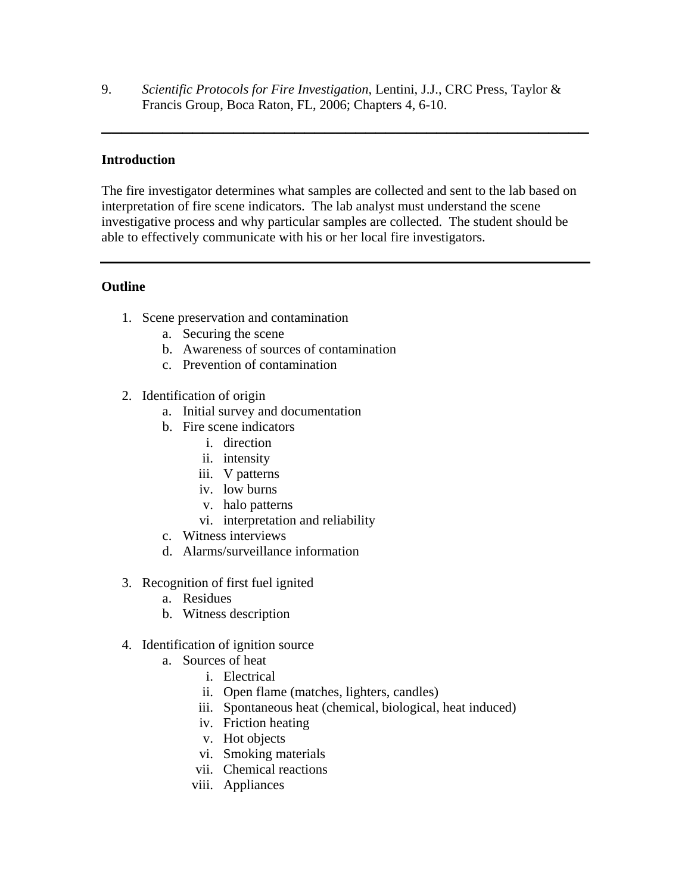9. *Scientific Protocols for Fire Investigation*, Lentini, J.J., CRC Press, Taylor & Francis Group, Boca Raton, FL, 2006; Chapters 4, 6-10.

---

**Introduction**

The fire investigator determines what samples are collected and sent to the lab based on interpretation of fire scene indicators. The lab analyst must understand the scene investigative process and why particular samples are collected. The student should be able to effectively communicate with his or her local fire investigators.

---

**Outline**

1. Scene preservation and contamination
   a. Securing the scene
   b. Awareness of sources of contamination
   c. Prevention of contamination

2. Identification of origin
   a. Initial survey and documentation
   b. Fire scene indicators
      i. direction
      ii. intensity
      iii. V patterns
      iv. low burns
      v. halo patterns
      vi. interpretation and reliability
   c. Witness interviews
   d. Alarms/surveillance information

3. Recognition of first fuel ignited
   a. Residues
   b. Witness description

4. Identification of ignition source
   a. Sources of heat
      i. Electrical
      ii. Open flame (matches, lighters, candles)
      iii. Spontaneous heat (chemical, biological, heat induced)
      iv. Friction heating
      v. Hot objects
      vi. Smoking materials
      vii. Chemical reactions
      viii. Appliances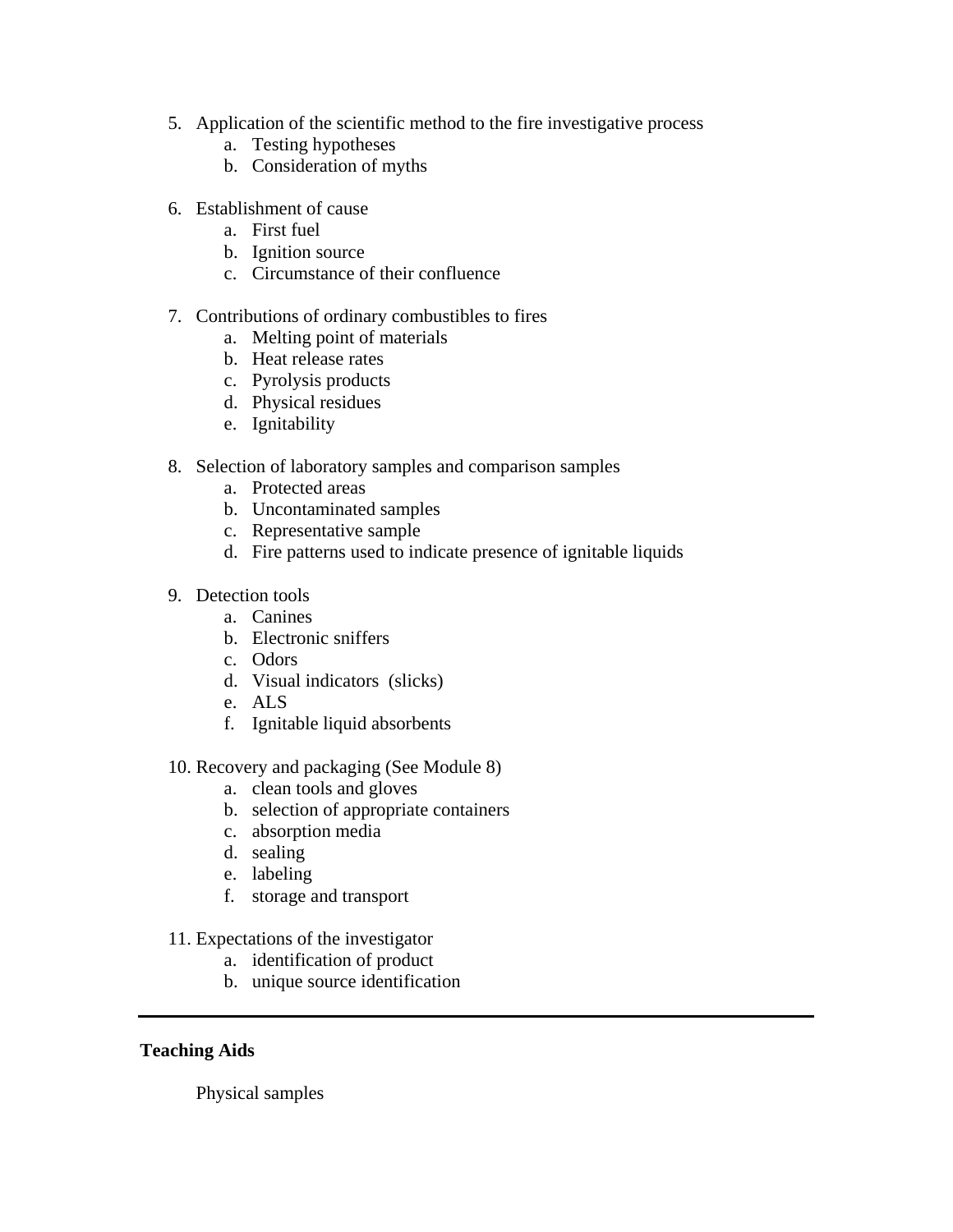5. Application of the scientific method to the fire investigative process
    a. Testing hypotheses
    b. Consideration of myths

6. Establishment of cause
    a. First fuel
    b. Ignition source
    c. Circumstance of their confluence

7. Contributions of ordinary combustibles to fires
    a. Melting point of materials
    b. Heat release rates
    c. Pyrolysis products
    d. Physical residues
    e. Ignitability

8. Selection of laboratory samples and comparison samples
    a. Protected areas
    b. Uncontaminated samples
    c. Representative sample
    d. Fire patterns used to indicate presence of ignitable liquids

9. Detection tools
    a. Canines
    b. Electronic sniffers
    c. Odors
    d. Visual indicators  (slicks)
    e. ALS
    f. Ignitable liquid absorbents

10. Recovery and packaging (See Module 8)
    a. clean tools and gloves
    b. selection of appropriate containers
    c. absorption media
    d. sealing
    e. labeling
    f. storage and transport

11. Expectations of the investigator
    a. identification of product
    b. unique source identification

---

**Teaching Aids**

Physical samples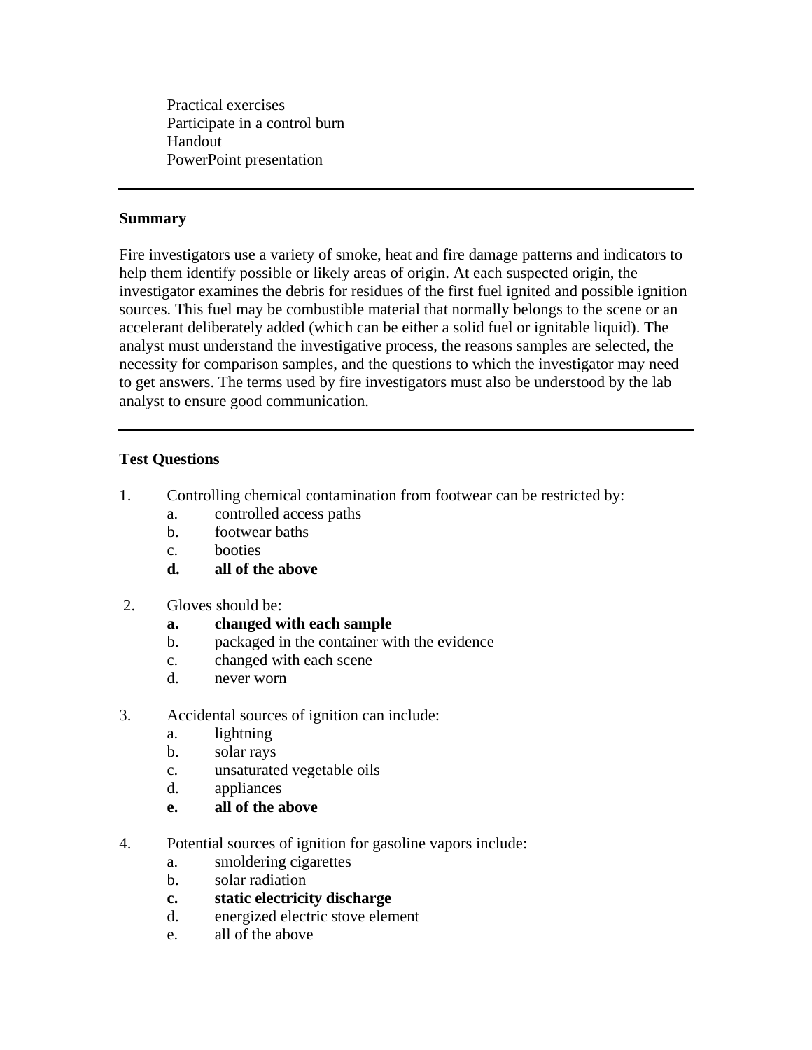Practical exercises
Participate in a control burn
Handout
PowerPoint presentation

---

**Summary**

Fire investigators use a variety of smoke, heat and fire damage patterns and indicators to help them identify possible or likely areas of origin. At each suspected origin, the investigator examines the debris for residues of the first fuel ignited and possible ignition sources. This fuel may be combustible material that normally belongs to the scene or an accelerant deliberately added (which can be either a solid fuel or ignitable liquid). The analyst must understand the investigative process, the reasons samples are selected, the necessity for comparison samples, and the questions to which the investigator may need to get answers. The terms used by fire investigators must also be understood by the lab analyst to ensure good communication.

---

**Test Questions**

1. Controlling chemical contamination from footwear can be restricted by:
   a. controlled access paths
   b. footwear baths
   c. booties
   **d. all of the above**

2. Gloves should be:
   **a. changed with each sample**
   b. packaged in the container with the evidence
   c. changed with each scene
   d. never worn

3. Accidental sources of ignition can include:
   a. lightning
   b. solar rays
   c. unsaturated vegetable oils
   d. appliances
   **e. all of the above**

4. Potential sources of ignition for gasoline vapors include:
   a. smoldering cigarettes
   b. solar radiation
   **c. static electricity discharge**
   d. energized electric stove element
   e. all of the above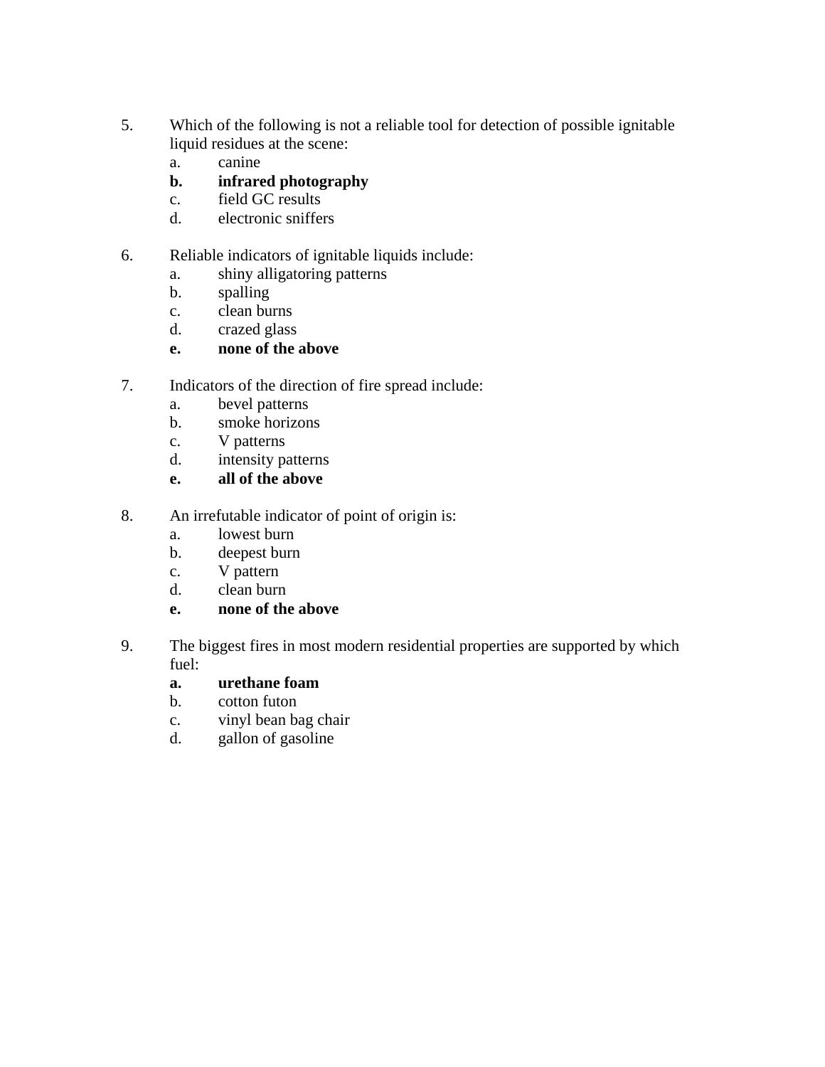5. Which of the following is not a reliable tool for detection of possible ignitable liquid residues at the scene:
   - a. canine
   - **b. infrared photography**
   - c. field GC results
   - d. electronic sniffers

6. Reliable indicators of ignitable liquids include:
   - a. shiny alligatoring patterns
   - b. spalling
   - c. clean burns
   - d. crazed glass
   - **e. none of the above**

7. Indicators of the direction of fire spread include:
   - a. bevel patterns
   - b. smoke horizons
   - c. V patterns
   - d. intensity patterns
   - **e. all of the above**

8. An irrefutable indicator of point of origin is:
   - a. lowest burn
   - b. deepest burn
   - c. V pattern
   - d. clean burn
   - **e. none of the above**

9. The biggest fires in most modern residential properties are supported by which fuel:
   - **a. urethane foam**
   - b. cotton futon
   - c. vinyl bean bag chair
   - d. gallon of gasoline